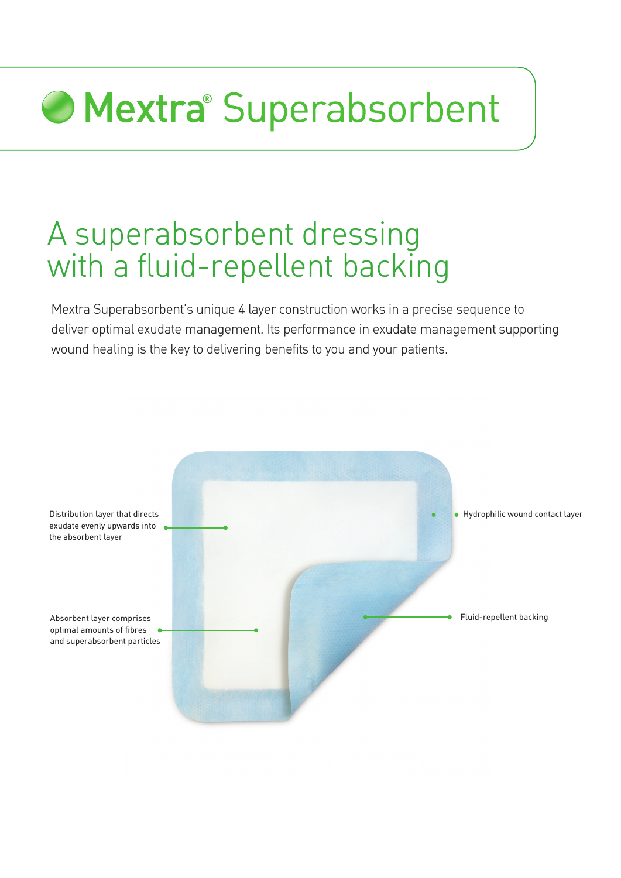# Mextra® Superabsorbent

## A superabsorbent dressing with a fluid-repellent backing

Mextra Superabsorbent's unique 4 layer construction works in a precise sequence to deliver optimal exudate management. Its performance in exudate management supporting wound healing is the key to delivering benefits to you and your patients.

Distribution layer that directs exudate evenly upwards into the absorbent layer

Hydrophilic wound contact layer

Absorbent layer comprises optimal amounts of fibres and superabsorbent particles

Fluid-repellent backing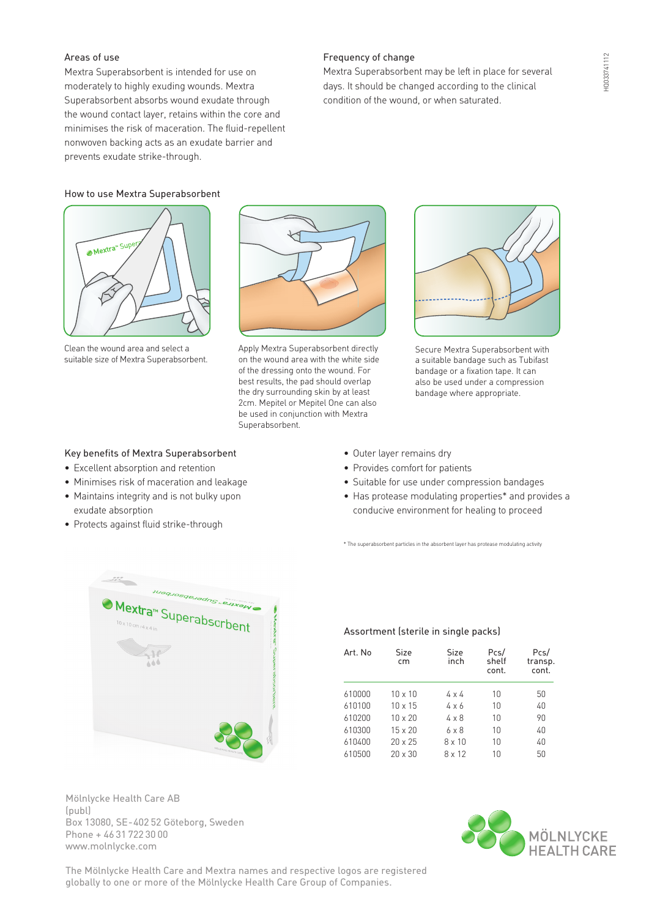## Areas of use

Mextra Superabsorbent is intended for use on moderately to highly exuding wounds. Mextra Superabsorbent absorbs wound exudate through the wound contact layer, retains within the core and minimises the risk of maceration. The fluid-repellent nonwoven backing acts as an exudate barrier and prevents exudate strike-through.

## Frequency of change

Mextra Superabsorbent may be left in place for several days. It should be changed according to the clinical condition of the wound, or when saturated.

## How to use Mextra Superabsorbent

Clean the wound area and select a suitable size of Mextra Superabsorbent.

Apply Mextra Superabsorbent directly on the wound area with the white side of the dressing onto the wound. For best results, the pad should overlap the dry surrounding skin by at least 2cm. Mepitel or Mepitel One can also be used in conjunction with Mextra Superabsorbent.

Secure Mextra Superabsorbent with a suitable bandage such as Tubifast bandage or a fixation tape. It can also be used under a compression bandage where appropriate.

## Key benefits of Mextra Superabsorbent

- Excellent absorption and retention
- Minimises risk of maceration and leakage
- Maintains integrity and is not bulky upon exudate absorption
- Protects against fluid strike-through
- Outer layer remains dry
- Provides comfort for patients
- Suitable for use under compression bandages
- Has protease modulating properties* and provides a conducive environment for healing to proceed

\* The superabsorbent particles in the absorbent layer has protease modulating activity

## Assortment (sterile in single packs)

| Art. No | Size cm | Size inch | Pcs/ shelf cont. | Pcs/ transp. cont. |
|---|---|---|---|---|
| 610000 | 10 x 10 | 4 x 4 | 10 | 50 |
| 610100 | 10 x 15 | 4 x 6 | 10 | 40 |
| 610200 | 10 x 20 | 4 x 8 | 10 | 90 |
| 610300 | 15 x 20 | 6 x 8 | 10 | 40 |
| 610400 | 20 x 25 | 8 x 10 | 10 | 40 |
| 610500 | 20 x 30 | 8 x 12 | 10 | 50 |

Mölnlycke Health Care AB
(publ)
Box 13080, SE-402 52 Göteborg, Sweden
Phone + 46 31 722 30 00
www.molnlycke.com

MÖLNLYCKE HEALTH CARE

The Mölnlycke Health Care and Mextra names and respective logos are registered globally to one or more of the Mölnlycke Health Care Group of Companies.

HQ0337411112